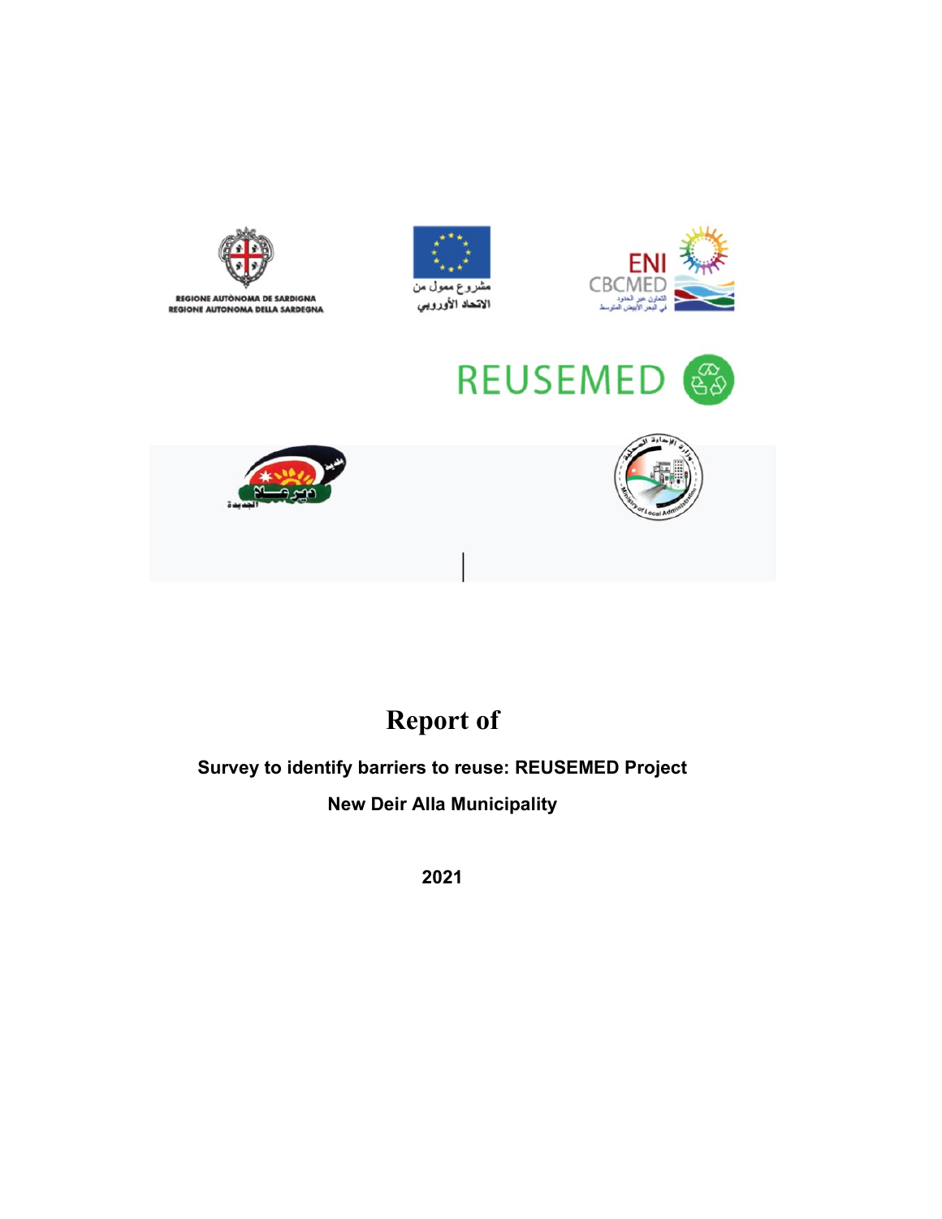# Report of

**Survey to identify barriers to reuse: REUSEMED Project**

**New Deir Alla Municipality**

**2021**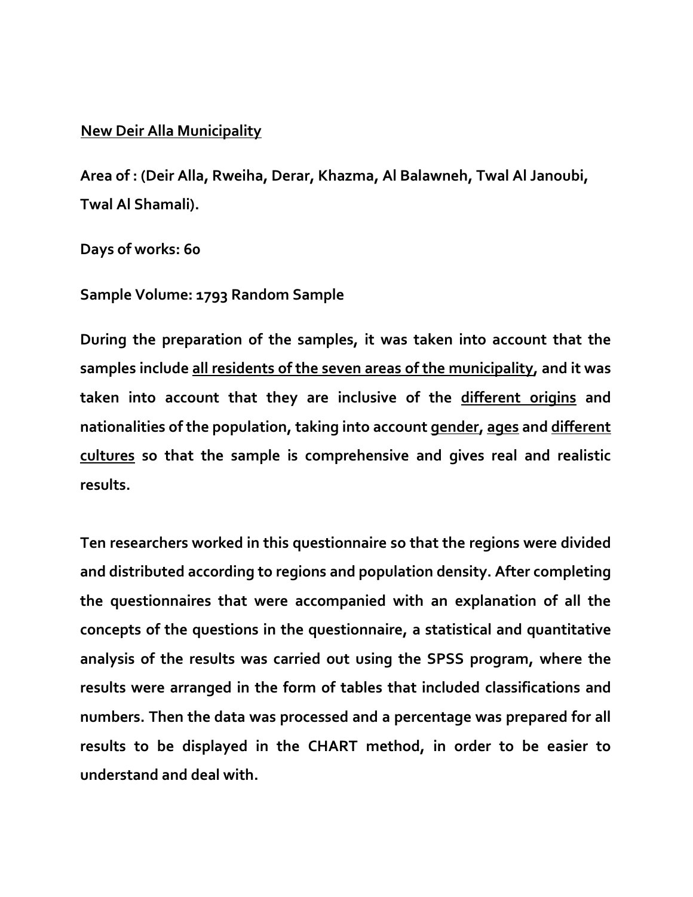**<u>New Deir Alla Municipality</u>**

**Area of : (Deir Alla, Rweiha, Derar, Khazma, Al Balawneh, Twal Al Janoubi, Twal Al Shamali).**

**Days of works: 60**

**Sample Volume: 1793 Random Sample**

**During the preparation of the samples, it was taken into account that the samples include <u>all residents of the seven areas of the municipality</u>, and it was taken into account that they are inclusive of the <u>different origins</u> and nationalities of the population, taking into account <u>gender</u>, <u>ages</u> and <u>different cultures</u> so that the sample is comprehensive and gives real and realistic results.**

**Ten researchers worked in this questionnaire so that the regions were divided and distributed according to regions and population density. After completing the questionnaires that were accompanied with an explanation of all the concepts of the questions in the questionnaire, a statistical and quantitative analysis of the results was carried out using the SPSS program, where the results were arranged in the form of tables that included classifications and numbers. Then the data was processed and a percentage was prepared for all results to be displayed in the CHART method, in order to be easier to understand and deal with.**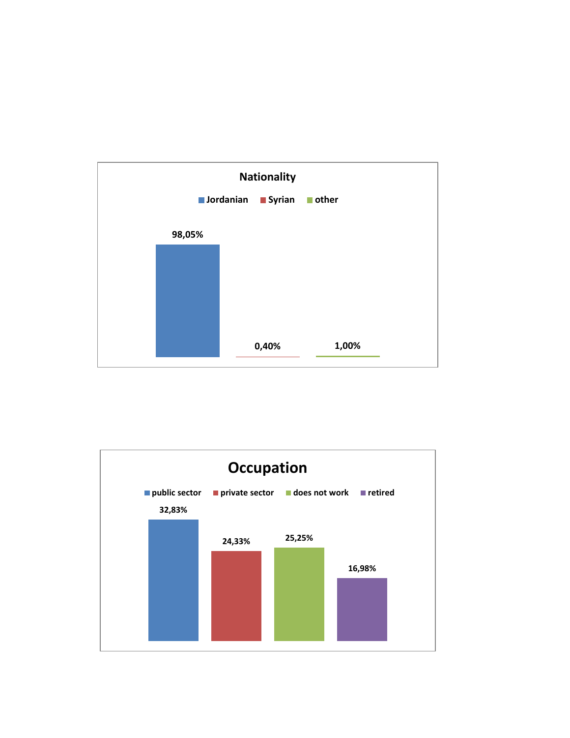**Nationality**

| Jordanian | Syrian | other |
| --- | --- | --- |
| 98,05% | 0,40% | 1,00% |

**Occupation**

| public sector | private sector | does not work | retired |
| --- | --- | --- | --- |
| 32,83% | 24,33% | 25,25% | 16,98% |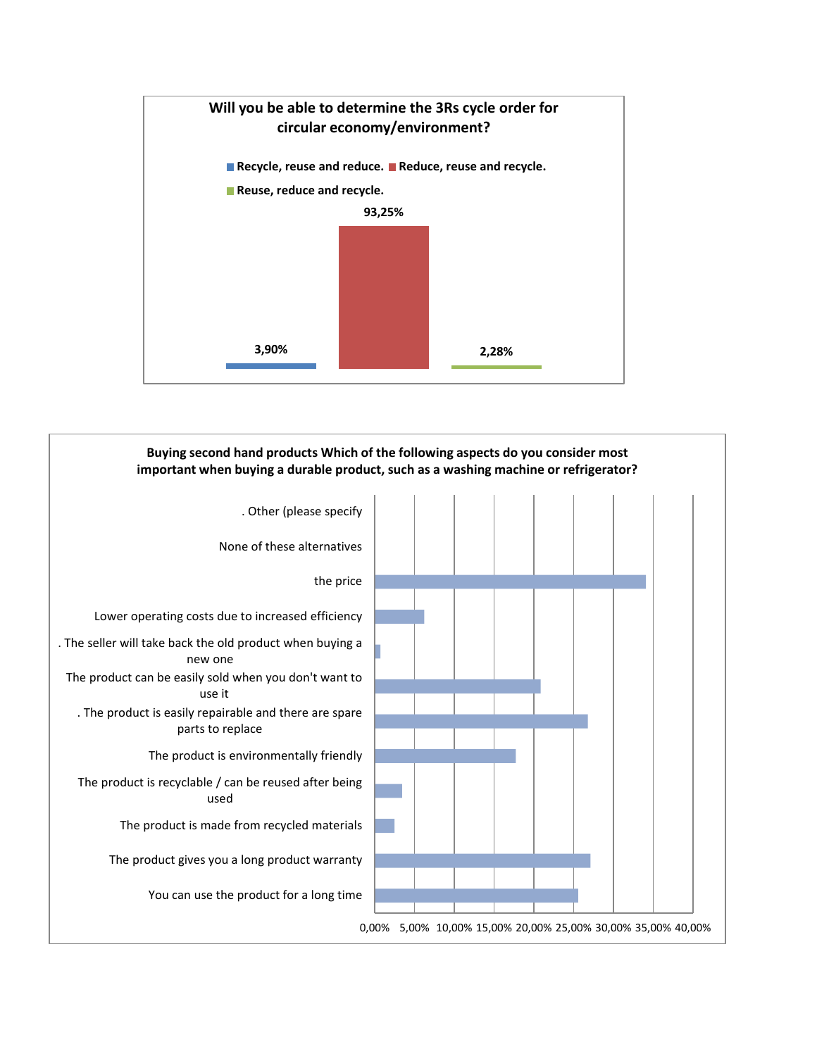**Will you be able to determine the 3Rs cycle order for circular economy/environment?**

| Answer | Percentage |
|---|---|
| Recycle, reuse and reduce. | 3,90% |
| Reduce, reuse and recycle. | 93,25% |
| Reuse, reduce and recycle. | 2,28% |

**Buying second hand products Which of the following aspects do you consider most important when buying a durable product, such as a washing machine or refrigerator?**

- . Other (please specify
- None of these alternatives
- the price
- Lower operating costs due to increased efficiency
- . The seller will take back the old product when buying a new one
- The product can be easily sold when you don't want to use it
- . The product is easily repairable and there are spare parts to replace
- The product is environmentally friendly
- The product is recyclable / can be reused after being used
- The product is made from recycled materials
- The product gives you a long product warranty
- You can use the product for a long time

0,00% 5,00% 10,00% 15,00% 20,00% 25,00% 30,00% 35,00% 40,00%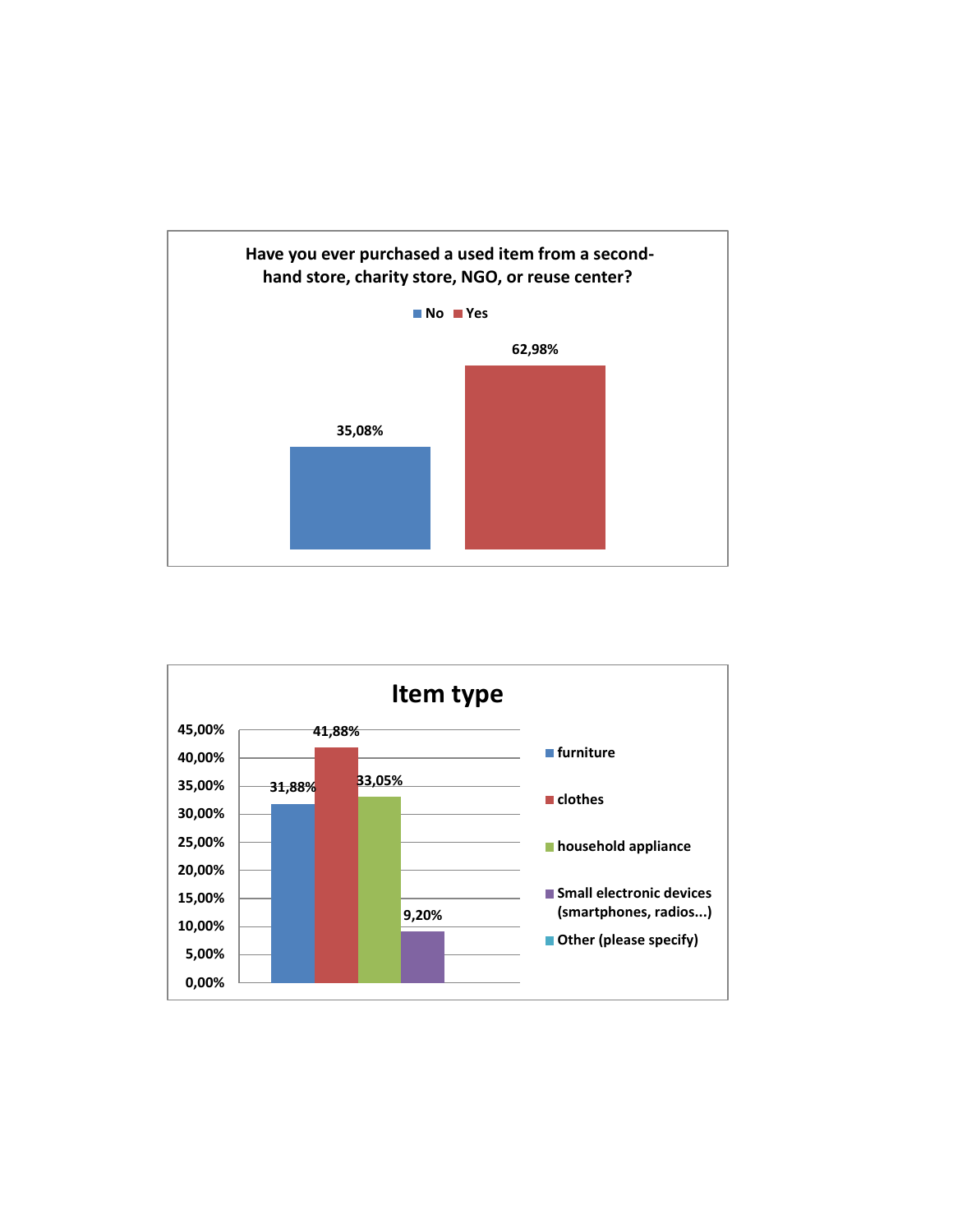**Have you ever purchased a used item from a second-hand store, charity store, NGO, or reuse center?**

| Response | Percentage |
| --- | --- |
| No | 35,08% |
| Yes | 62,98% |

**Item type**

| Item type | Percentage |
| --- | --- |
| furniture | 31,88% |
| clothes | 41,88% |
| household appliance | 33,05% |
| Small electronic devices (smartphones, radios...) | 9,20% |
| Other (please specify) | |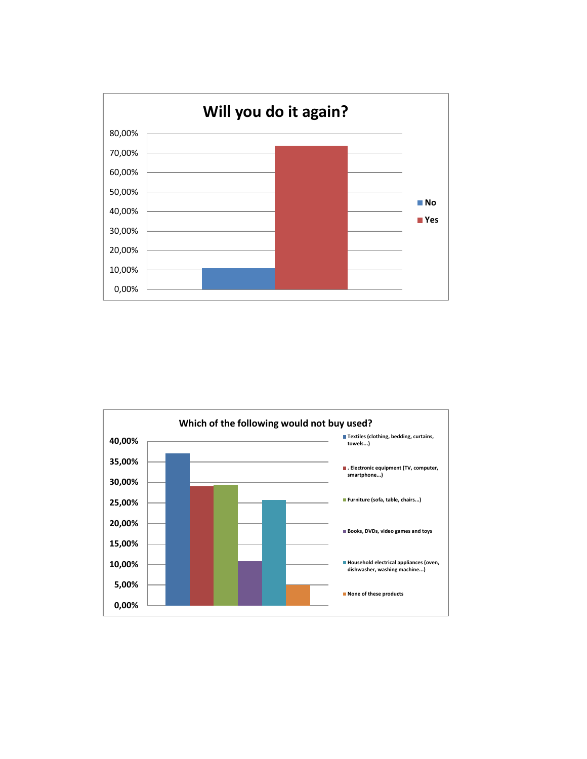## Will you do it again?

| | No | Yes |
|---|---|---|
| Axis: 0,00% – 80,00% | ≈11% | ≈74% |

## Which of the following would not buy used?

| Category | Value (approx.) |
|---|---|
| Textiles (clothing, bedding, curtains, towels...) | ≈37% |
| . Electronic equipment (TV, computer, smartphone...) | ≈29% |
| Furniture (sofa, table, chairs...) | ≈29,5% |
| Books, DVDs, video games and toys | ≈11% |
| Household electrical appliances (oven, dishwasher, washing machine...) | ≈25,5% |
| None of these products | ≈5% |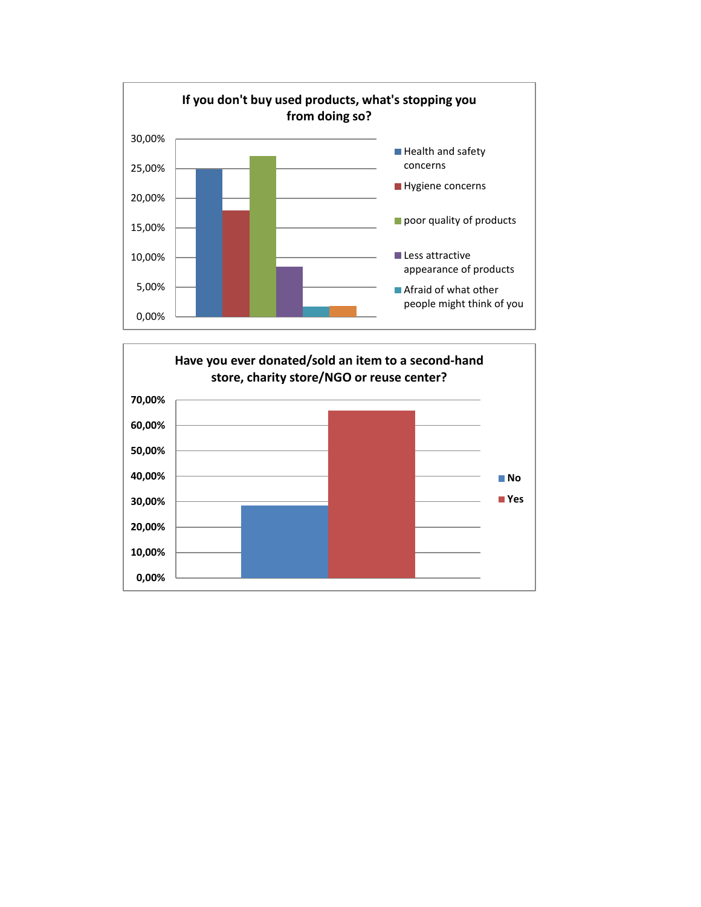**If you don't buy used products, what's stopping you from doing so?**

30,00%
25,00%
20,00%
15,00%
10,00%
5,00%
0,00%

- Health and safety concerns
- Hygiene concerns
- poor quality of products
- Less attractive appearance of products
- Afraid of what other people might think of you

**Have you ever donated/sold an item to a second-hand store, charity store/NGO or reuse center?**

70,00%
60,00%
50,00%
40,00%
30,00%
20,00%
10,00%
0,00%

- No
- Yes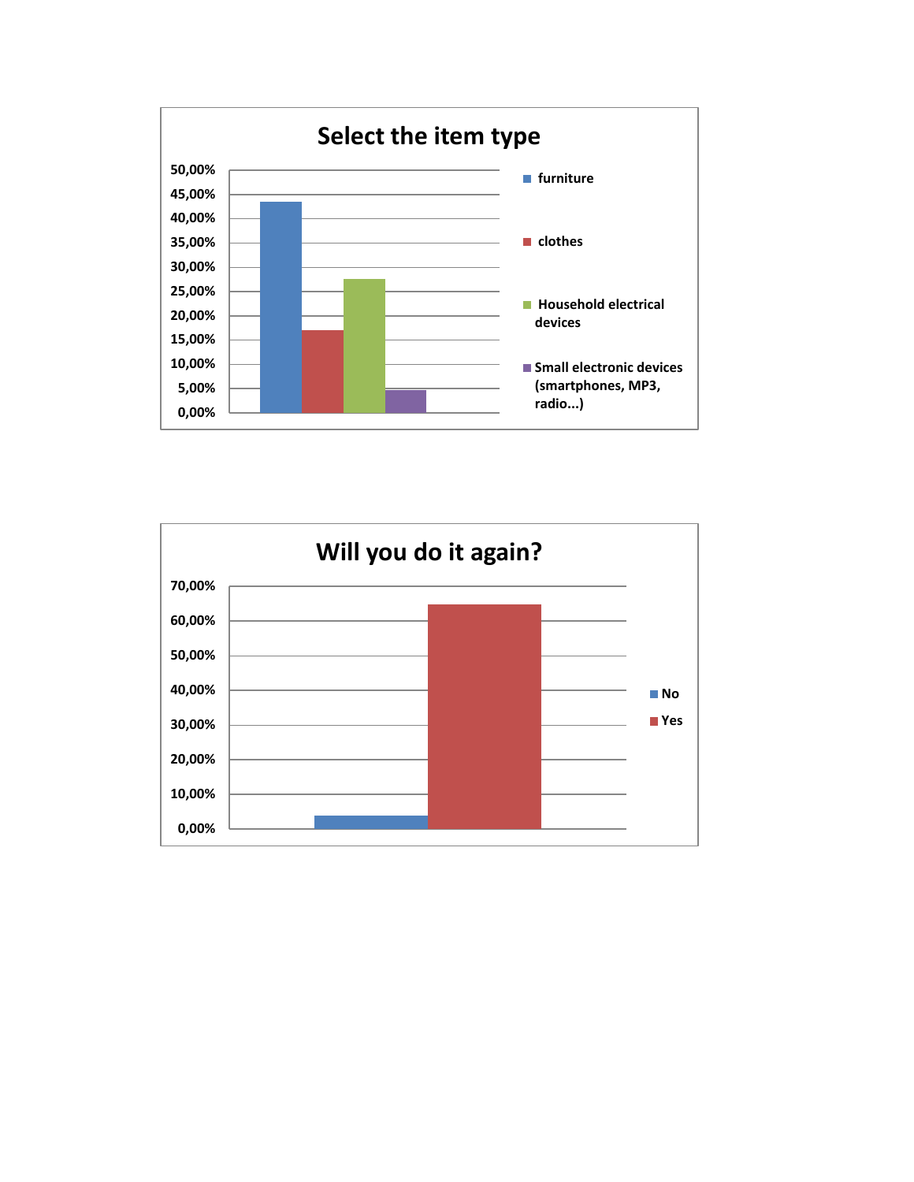**Select the item type**

- furniture
- clothes
- Household electrical devices
- Small electronic devices (smartphones, MP3, radio...)

**Will you do it again?**

- No
- Yes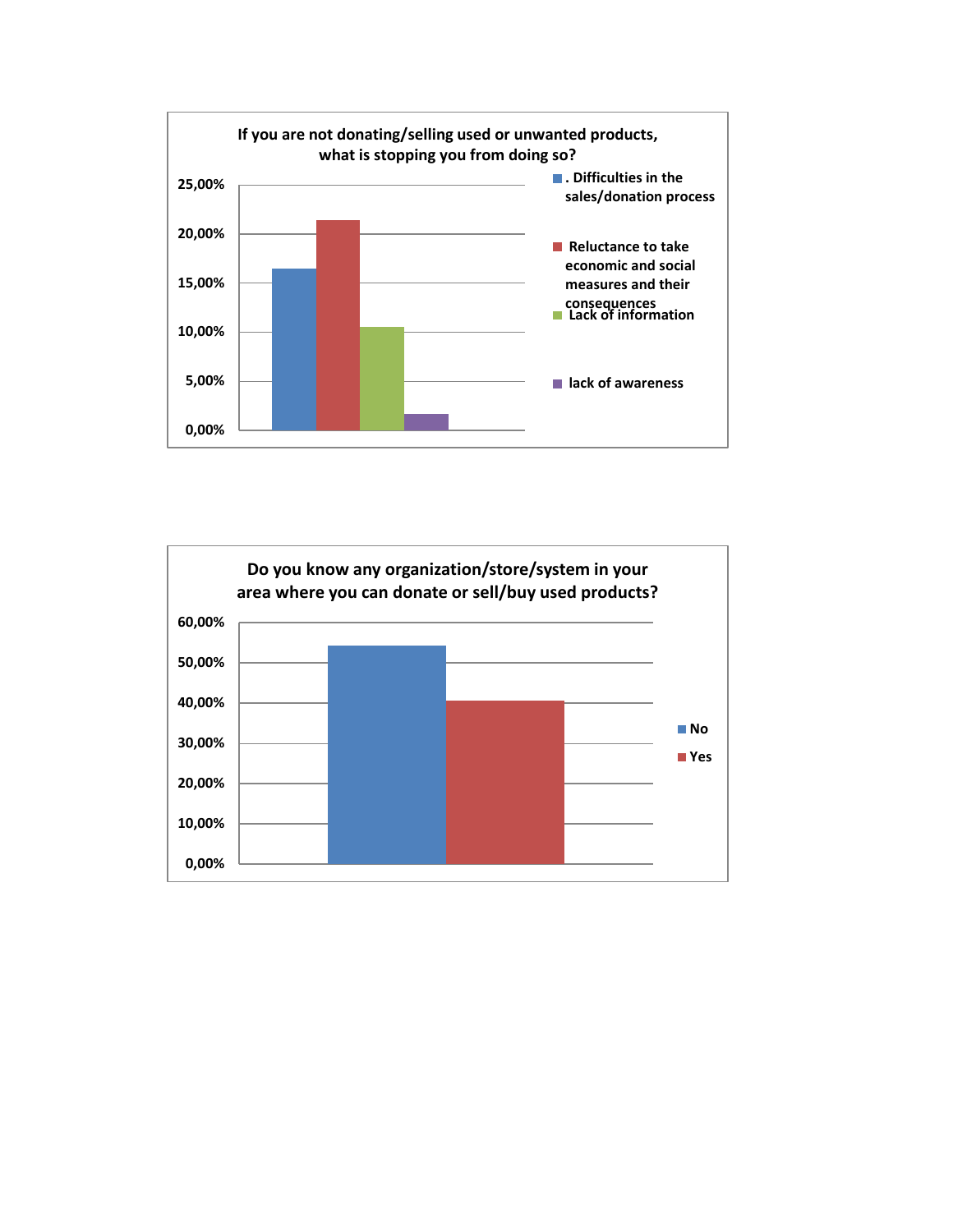**If you are not donating/selling used or unwanted products, what is stopping you from doing so?**

25,00%
20,00%
15,00%
10,00%
5,00%
0,00%

- . Difficulties in the sales/donation process
- Reluctance to take economic and social measures and their consequences
- Lack of information
- lack of awareness

**Do you know any organization/store/system in your area where you can donate or sell/buy used products?**

60,00%
50,00%
40,00%
30,00%
20,00%
10,00%
0,00%

- No
- Yes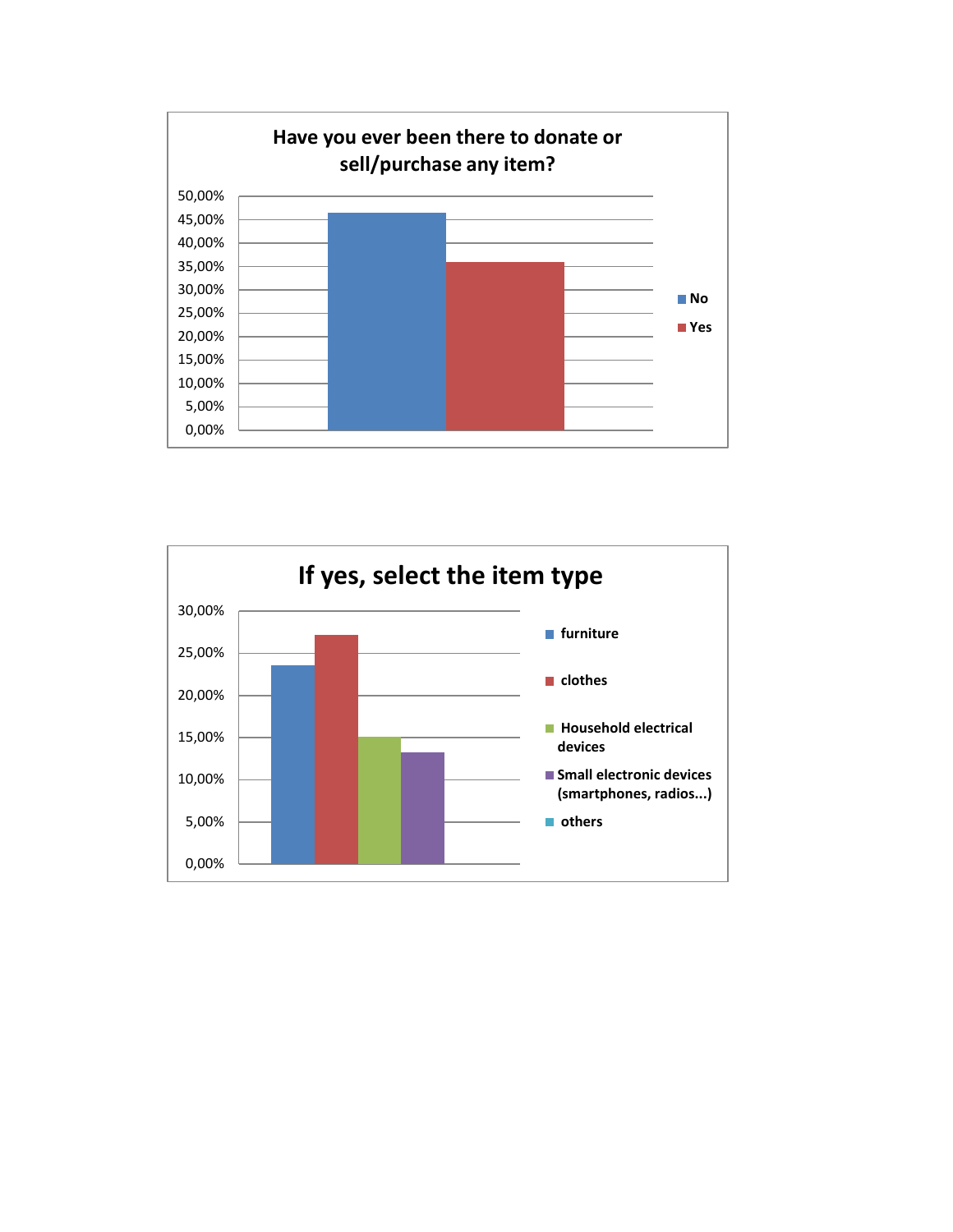**Have you ever been there to donate or sell/purchase any item?**

| | Percentage |
|---|---|
| No | ~46% |
| Yes | ~36% |

**If yes, select the item type**

| Item type | Percentage |
|---|---|
| furniture | ~23.5% |
| clothes | ~27% |
| Household electrical devices | ~15% |
| Small electronic devices (smartphones, radios...) | ~13% |
| others | |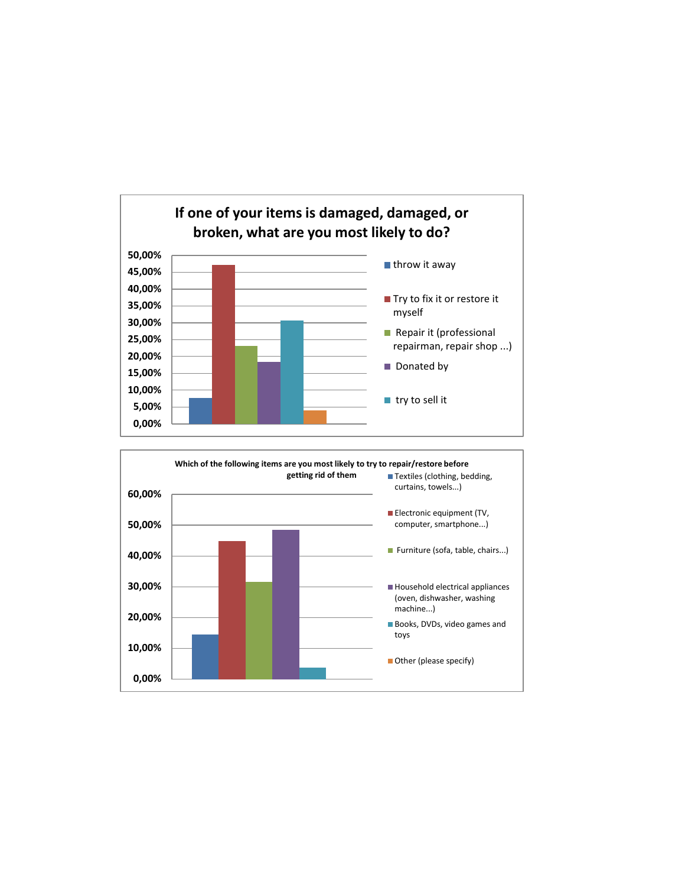**If one of your items is damaged, damaged, or broken, what are you most likely to do?**

- throw it away
- Try to fix it or restore it myself
- Repair it (professional repairman, repair shop ...)
- Donated by
- try to sell it

50,00%
45,00%
40,00%
35,00%
30,00%
25,00%
20,00%
15,00%
10,00%
5,00%
0,00%

**Which of the following items are you most likely to try to repair/restore before getting rid of them**

- Textiles (clothing, bedding, curtains, towels...)
- Electronic equipment (TV, computer, smartphone...)
- Furniture (sofa, table, chairs...)
- Household electrical appliances (oven, dishwasher, washing machine...)
- Books, DVDs, video games and toys
- Other (please specify)

60,00%
50,00%
40,00%
30,00%
20,00%
10,00%
0,00%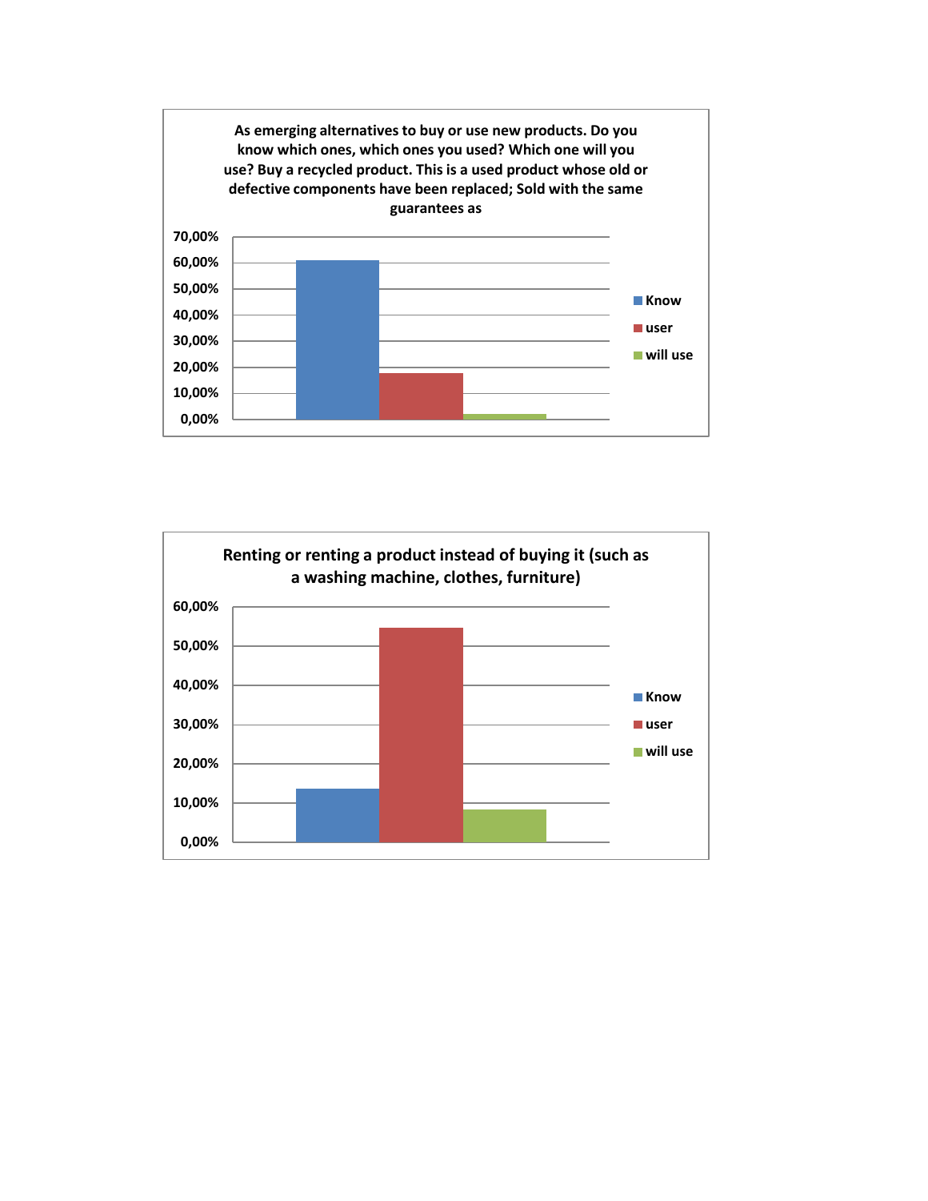**As emerging alternatives to buy or use new products. Do you know which ones, which ones you used? Which one will you use? Buy a recycled product. This is a used product whose old or defective components have been replaced; Sold with the same guarantees as**

70,00%
60,00%
50,00%
40,00%
30,00%
20,00%
10,00%
0,00%

- Know
- user
- will use

**Renting or renting a product instead of buying it (such as a washing machine, clothes, furniture)**

60,00%
50,00%
40,00%
30,00%
20,00%
10,00%
0,00%

- Know
- user
- will use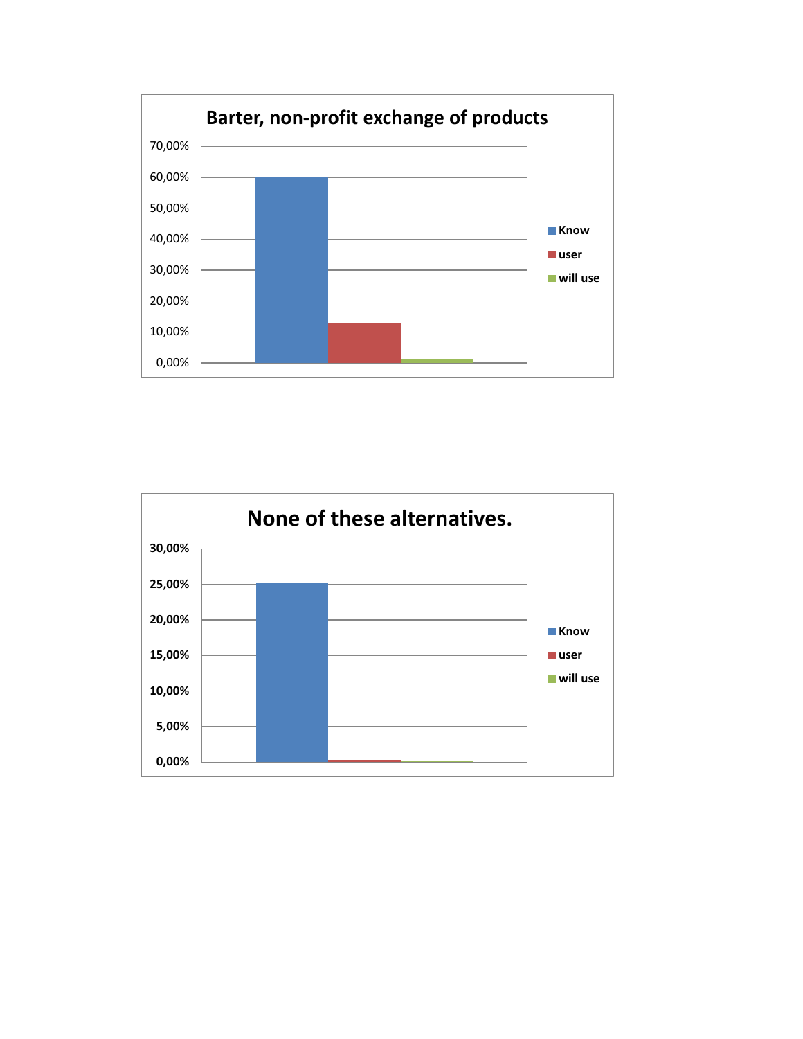## Barter, non-profit exchange of products

70,00%
60,00%
50,00%
40,00%
30,00%
20,00%
10,00%
0,00%

Know
user
will use

## None of these alternatives.

30,00%
25,00%
20,00%
15,00%
10,00%
5,00%
0,00%

Know
user
will use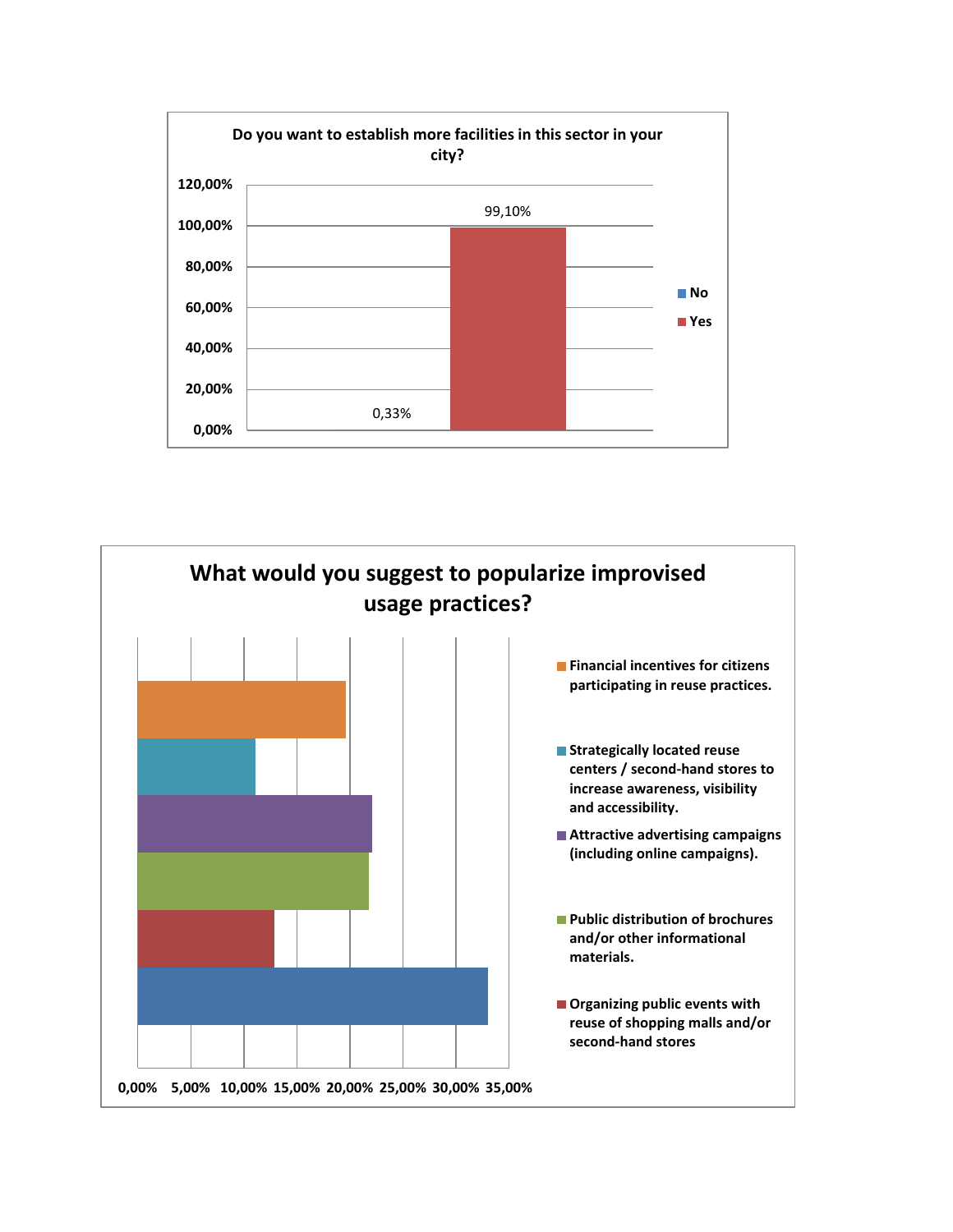**Do you want to establish more facilities in this sector in your city?**

| Answer | Percentage |
|---|---|
| No | 0,33% |
| Yes | 99,10% |

**What would you suggest to popularize improvised usage practices?**

- Financial incentives for citizens participating in reuse practices.
- Strategically located reuse centers / second-hand stores to increase awareness, visibility and accessibility.
- Attractive advertising campaigns (including online campaigns).
- Public distribution of brochures and/or other informational materials.
- Organizing public events with reuse of shopping malls and/or second-hand stores

0,00% 5,00% 10,00% 15,00% 20,00% 25,00% 30,00% 35,00%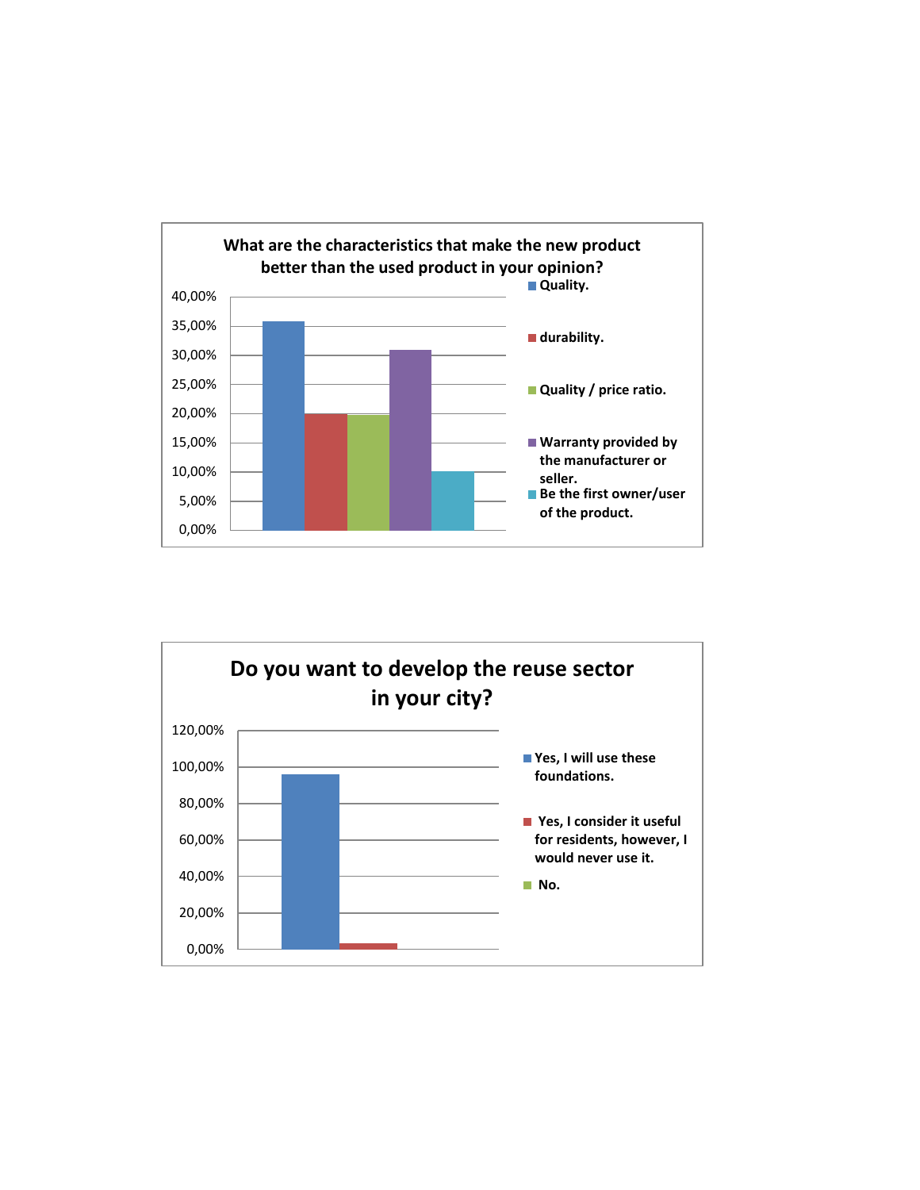**What are the characteristics that make the new product better than the used product in your opinion?**

| Characteristic | Percentage |
|---|---|
| Quality. | ~36% |
| durability. | ~20% |
| Quality / price ratio. | ~20% |
| Warranty provided by the manufacturer or seller. | ~31% |
| Be the first owner/user of the product. | ~10% |

**Do you want to develop the reuse sector in your city?**

| Response | Percentage |
|---|---|
| Yes, I will use these foundations. | ~96% |
| Yes, I consider it useful for residents, however, I would never use it. | ~3% |
| No. | 0% |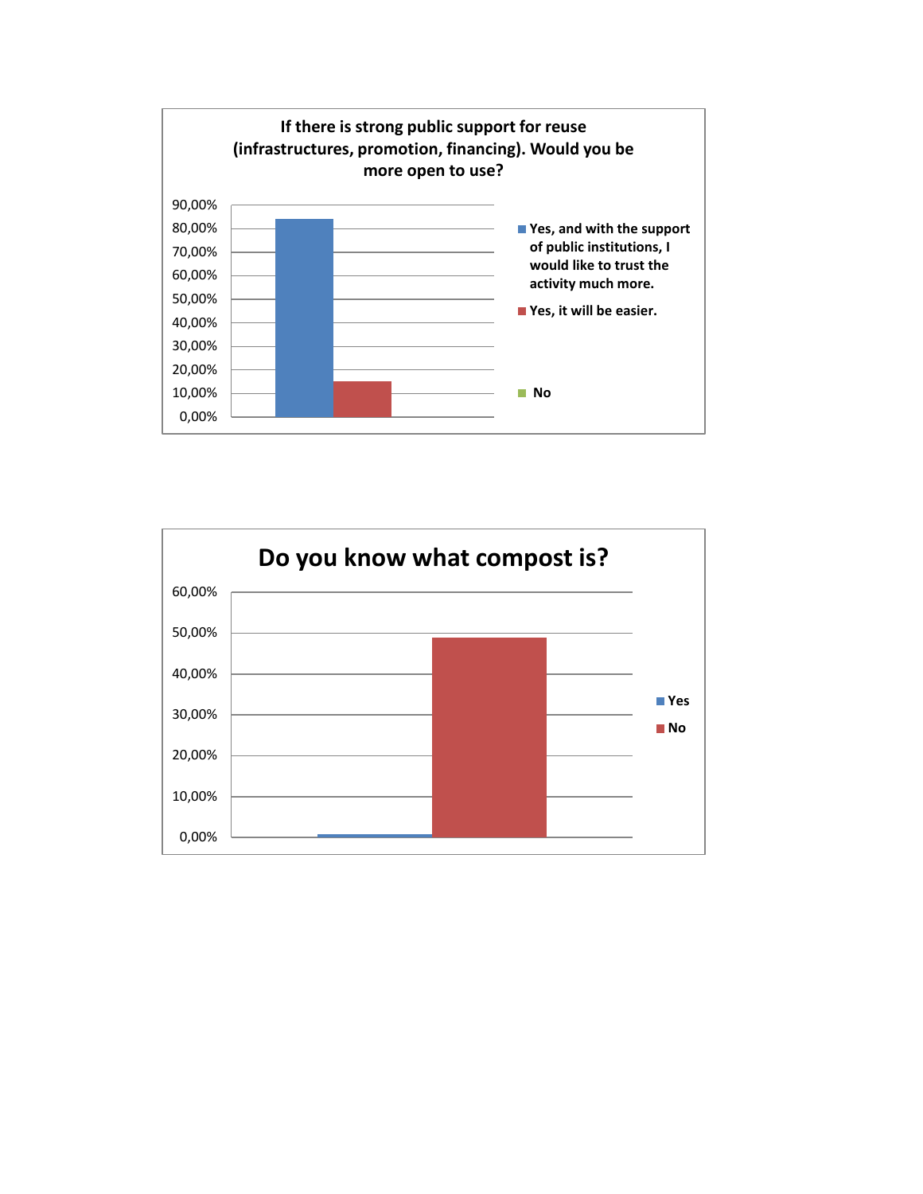**If there is strong public support for reuse (infrastructures, promotion, financing). Would you be more open to use?**

90,00%
80,00%
70,00%
60,00%
50,00%
40,00%
30,00%
20,00%
10,00%
0,00%

- Yes, and with the support of public institutions, I would like to trust the activity much more.
- Yes, it will be easier.
- No

**Do you know what compost is?**

60,00%
50,00%
40,00%
30,00%
20,00%
10,00%
0,00%

- Yes
- No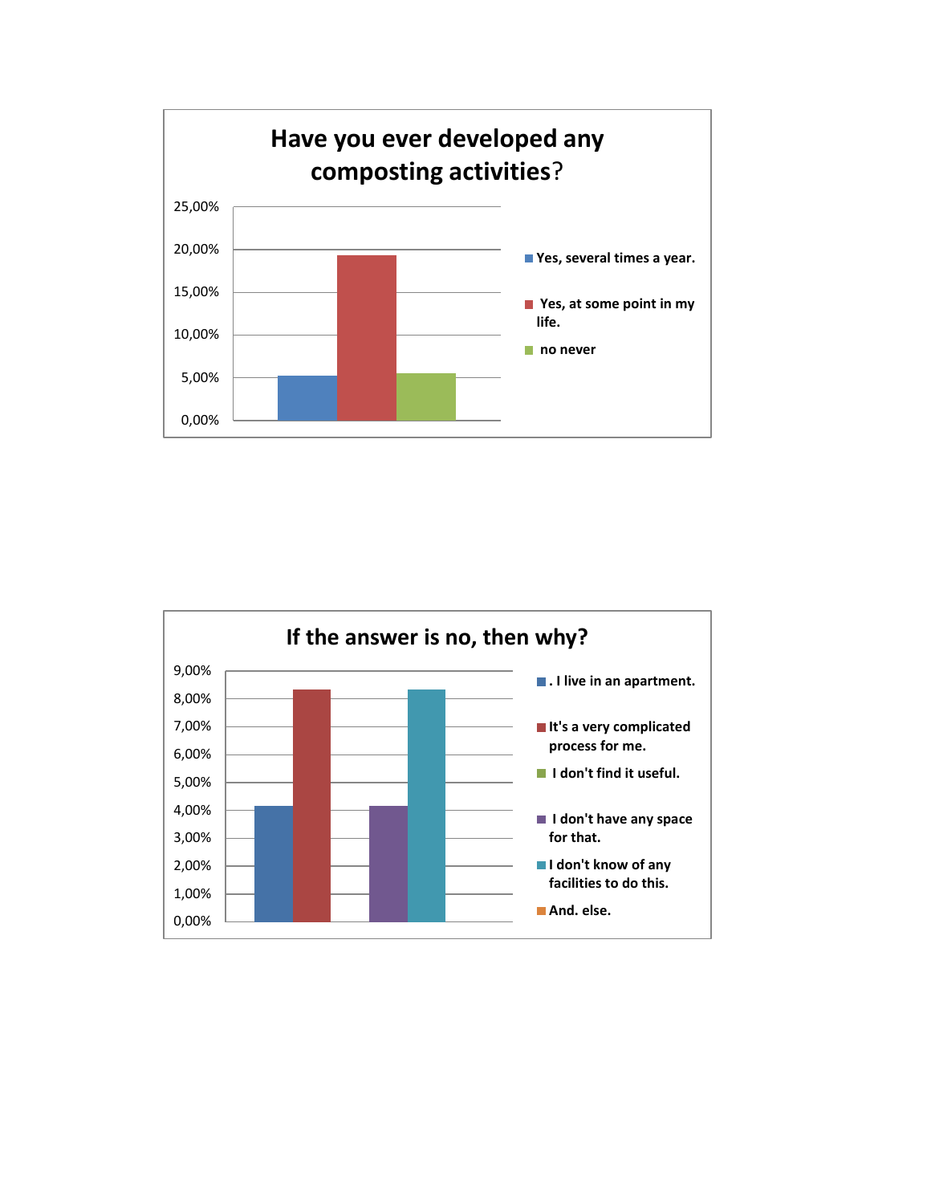**Have you ever developed any composting activities?**

| | Percentage |
|---|---|
| Yes, several times a year. | ~5% |
| Yes, at some point in my life. | ~19% |
| no never | ~5% |

**If the answer is no, then why?**

| | Percentage |
|---|---|
| . I live in an apartment. | ~4% |
| It's a very complicated process for me. | ~8% |
| I don't find it useful. | |
| I don't have any space for that. | ~4% |
| I don't know of any facilities to do this. | ~8% |
| And. else. | |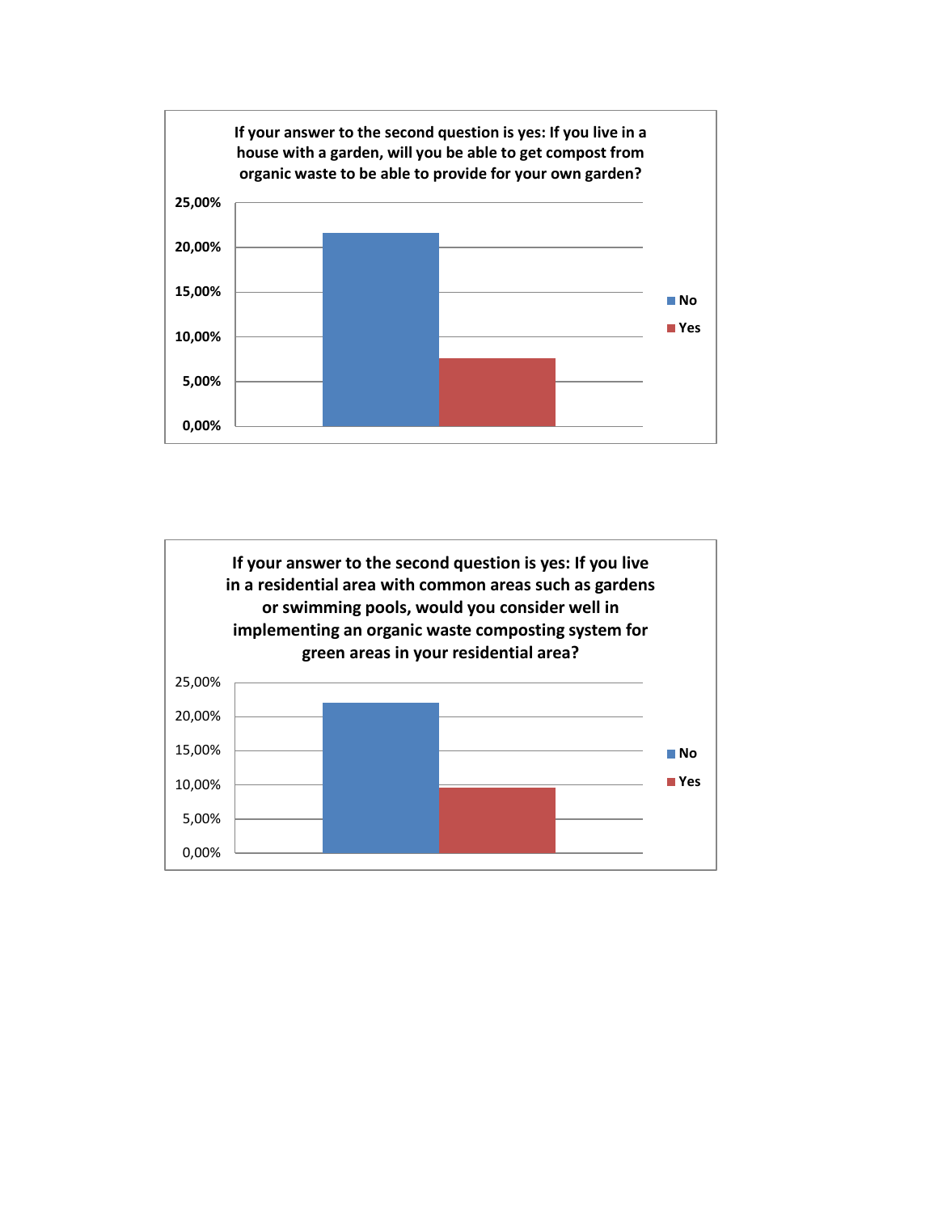**If your answer to the second question is yes: If you live in a house with a garden, will you be able to get compost from organic waste to be able to provide for your own garden?**

| | No | Yes |
|---|---|---|
| Axis range | 0,00% – 25,00% | |

**If your answer to the second question is yes: If you live in a residential area with common areas such as gardens or swimming pools, would you consider well in implementing an organic waste composting system for green areas in your residential area?**

| | No | Yes |
|---|---|---|
| Axis range | 0,00% – 25,00% | |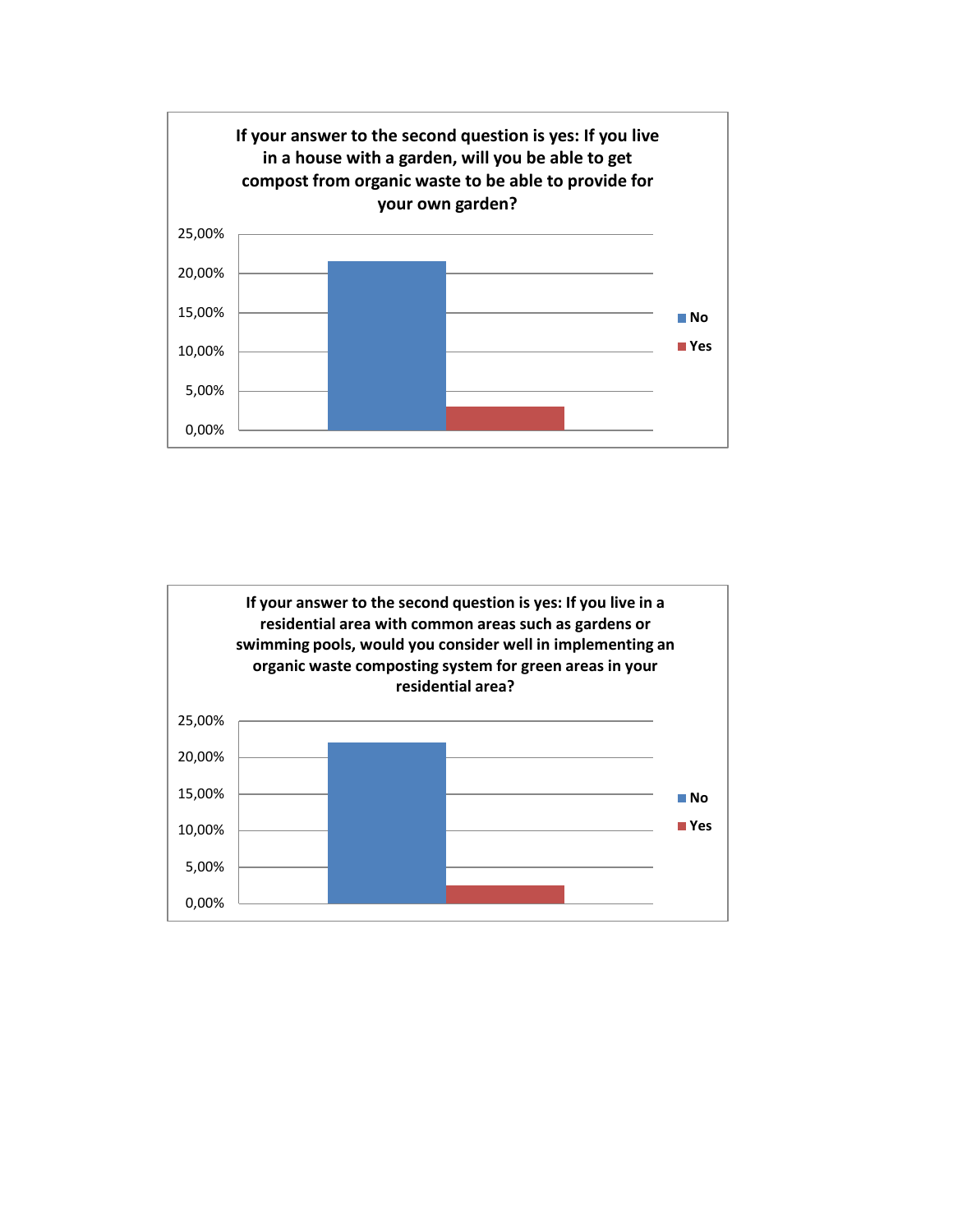**If your answer to the second question is yes: If you live in a house with a garden, will you be able to get compost from organic waste to be able to provide for your own garden?**

25,00%
20,00%
15,00%
10,00%
5,00%
0,00%

No
Yes

**If your answer to the second question is yes: If you live in a residential area with common areas such as gardens or swimming pools, would you consider well in implementing an organic waste composting system for green areas in your residential area?**

25,00%
20,00%
15,00%
10,00%
5,00%
0,00%

No
Yes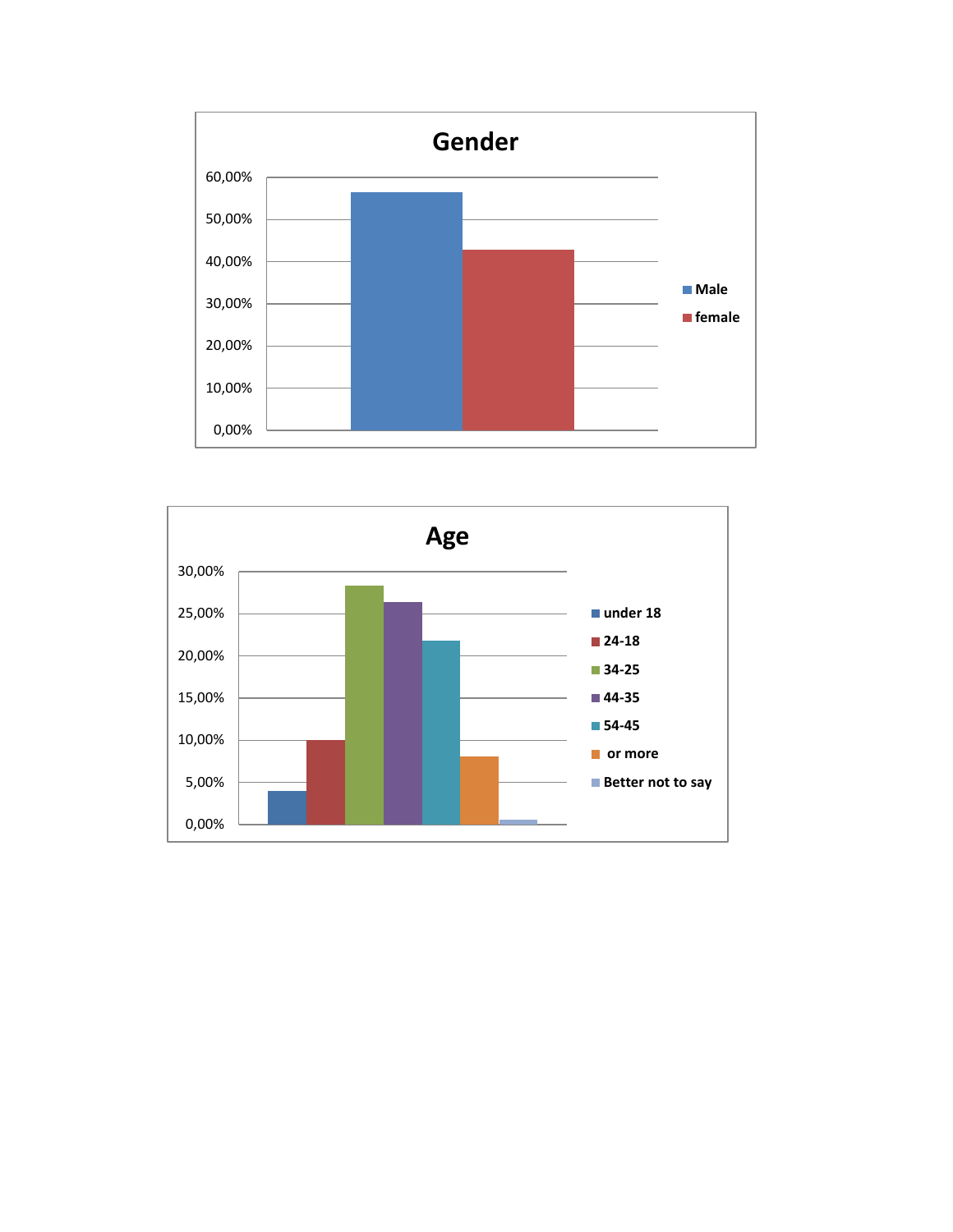## Gender

| | Male | female |
|---|---|---|
| Gender | | |

Axis: 0,00% – 60,00%

Legend: Male, female

## Age

Axis: 0,00% – 30,00%

Legend: under 18, 24-18, 34-25, 44-35, 54-45, or more, Better not to say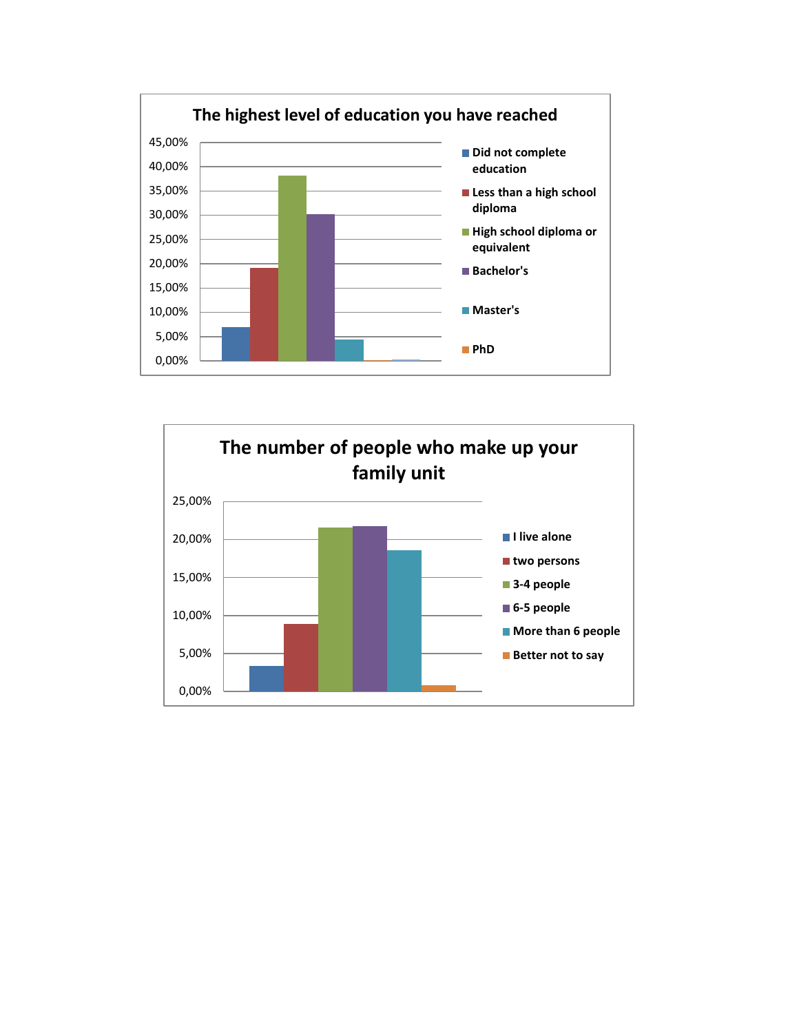**The highest level of education you have reached**

| | |
|---|---|
| Did not complete education | |
| Less than a high school diploma | |
| High school diploma or equivalent | |
| Bachelor's | |
| Master's | |
| PhD | |

45,00% 40,00% 35,00% 30,00% 25,00% 20,00% 15,00% 10,00% 5,00% 0,00%

**The number of people who make up your family unit**

- I live alone
- two persons
- 3-4 people
- 6-5 people
- More than 6 people
- Better not to say

25,00% 20,00% 15,00% 10,00% 5,00% 0,00%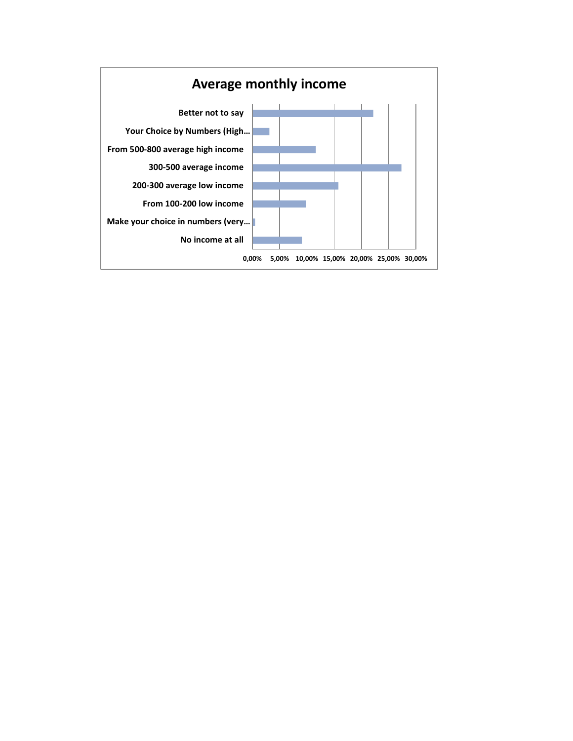Average monthly income

Better not to say

Your Choice by Numbers (High…

From 500-800 average high income

300-500 average income

200-300 average low income

From 100-200 low income

Make your choice in numbers (very…

No income at all

0,00% 5,00% 10,00% 15,00% 20,00% 25,00% 30,00%